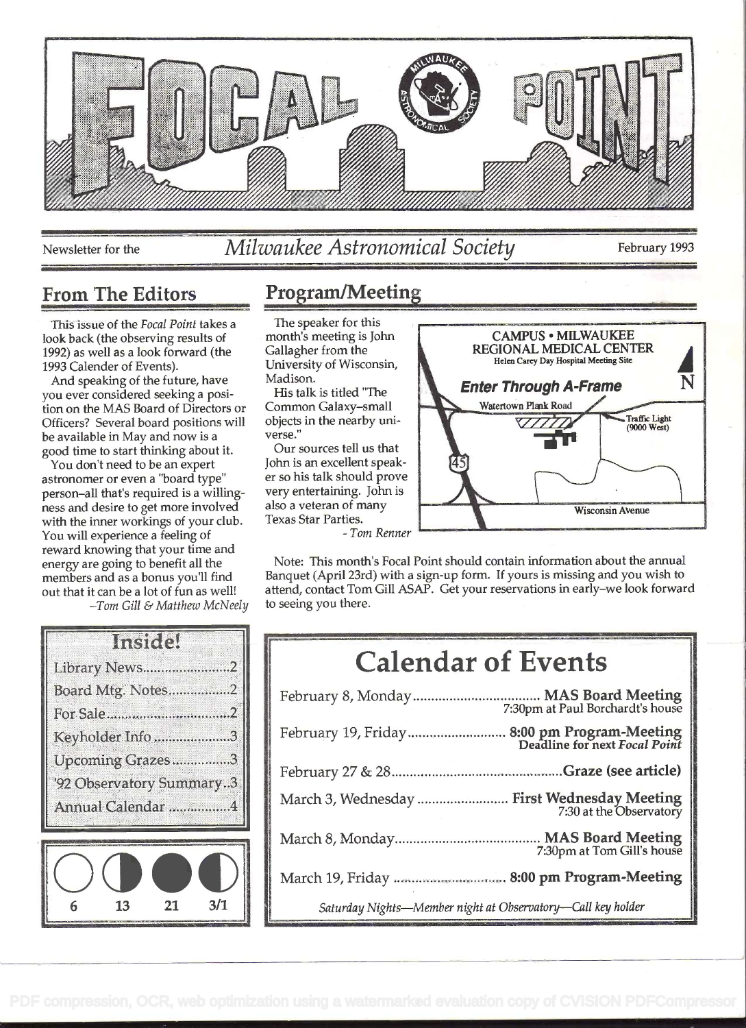# FOCAL POINT

Newsletter for the *Milwaukee Astronomical Society* February 1993

## From The Editors

This issue of the *Focal Point* takes a look back (the observing results of 1992) as well as a look forward (the 1993 Calender of Events).

And speaking of the future, have you ever considered seeking a position on the MAS Board of Directors or Officers? Several board positions will be available in May and now is a good time to start thinking about it.

You don't need to be an expert astronomer or even a "board type" person–all that's required is a willingness and desire to get more involved with the inner workings of your club. You will experience a feeling of reward knowing that your time and energy are going to benefit all the members and as a bonus you'll find out that it can be a lot of fun as well!

*–Tom Gill & Matthew McNeely*

## Program/Meeting

The speaker for this month's meeting is John Gallagher from the University of Wisconsin, Madison.

His talk is titled "The Common Galaxy–small objects in the nearby universe."

Our sources tell us that John is an excellent speaker so his talk should prove very entertaining. John is also a veteran of many Texas Star Parties.

*- Tom Renner*

CAMPUS • MILWAUKEE REGIONAL MEDICAL CENTER
Helen Carey Day Hospital Meeting Site
**Enter Through A-Frame**
Watertown Plank Road
Traffic Light (9000 West)
45
Wisconsin Avenue
N

Note: This month's Focal Point should contain information about the annual Banquet (April 23rd) with a sign-up form. If yours is missing and you wish to attend, contact Tom Gill ASAP. Get your reservations in early–we look forward to seeing you there.

## Inside!

- Library News........................2
- Board Mtg. Notes.................2
- For Sale.................................2
- Keyholder Info.....................3
- Upcoming Grazes................3
- '92 Observatory Summary..3
- Annual Calendar.................4

Moon phases: 6, 13, 21, 3/1

## Calendar of Events

| Date | Event |
|---|---|
| February 8, Monday | **MAS Board Meeting** 7:30pm at Paul Borchardt's house |
| February 19, Friday | **8:00 pm Program-Meeting** Deadline for next *Focal Point* |
| February 27 & 28 | **Graze (see article)** |
| March 3, Wednesday | **First Wednesday Meeting** 7:30 at the Observatory |
| March 8, Monday | **MAS Board Meeting** 7:30pm at Tom Gill's house |
| March 19, Friday | **8:00 pm Program-Meeting** |

*Saturday Nights—Member night at Observatory—Call key holder*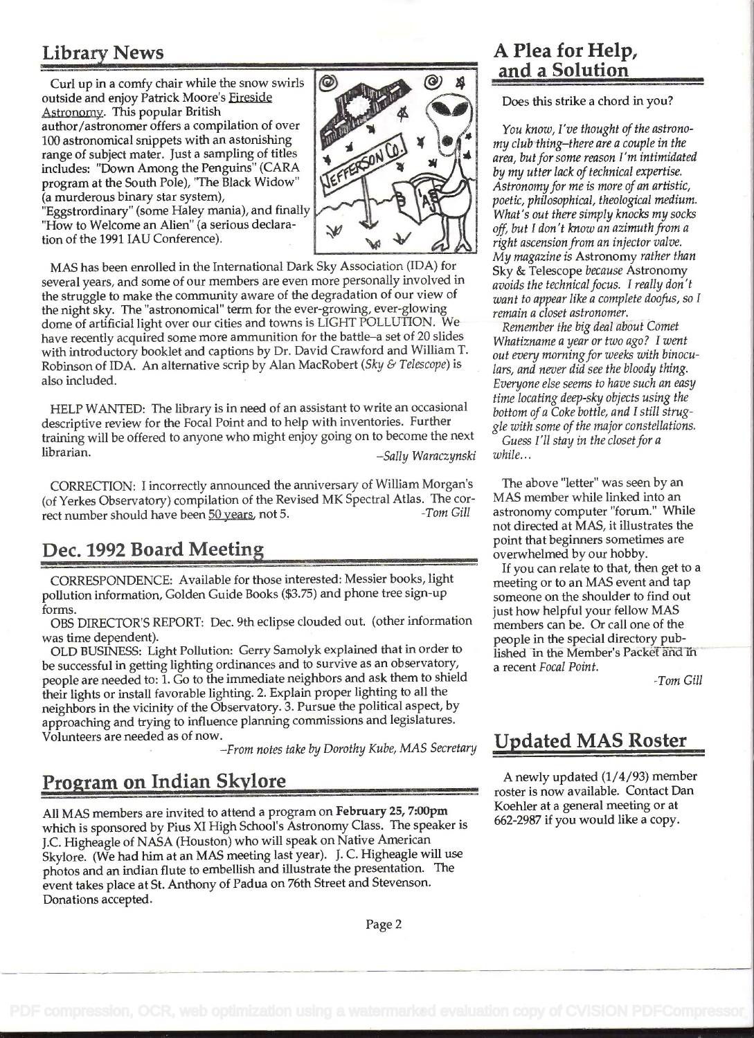## Library News

Curl up in a comfy chair while the snow swirls outside and enjoy Patrick Moore's Fireside Astronomy. This popular British author/astronomer offers a compilation of over 100 astronomical snippets with an astonishing range of subject mater. Just a sampling of titles includes: "Down Among the Penguins" (CARA program at the South Pole), "The Black Widow" (a murderous binary star system), "Eggstrordinary" (some Haley mania), and finally "How to Welcome an Alien" (a serious declaration of the 1991 IAU Conference).

MAS has been enrolled in the International Dark Sky Association (IDA) for several years, and some of our members are even more personally involved in the struggle to make the community aware of the degradation of our view of the night sky. The "astronomical" term for the ever-growing, ever-glowing dome of artificial light over our cities and towns is LIGHT POLLUTION. We have recently acquired some more ammunition for the battle–a set of 20 slides with introductory booklet and captions by Dr. David Crawford and William T. Robinson of IDA. An alternative scrip by Alan MacRobert (*Sky & Telescope*) is also included.

HELP WANTED: The library is in need of an assistant to write an occasional descriptive review for the Focal Point and to help with inventories. Further training will be offered to anyone who might enjoy going on to become the next librarian.

*–Sally Waraczynski*

CORRECTION: I incorrectly announced the anniversary of William Morgan's (of Yerkes Observatory) compilation of the Revised MK Spectral Atlas. The correct number should have been 50 years, not 5.

*-Tom Gill*

## Dec. 1992 Board Meeting

CORRESPONDENCE: Available for those interested: Messier books, light pollution information, Golden Guide Books ($3.75) and phone tree sign-up forms.

OBS DIRECTOR'S REPORT: Dec. 9th eclipse clouded out. (other information was time dependent).

OLD BUSINESS: Light Pollution: Gerry Samolyk explained that in order to be successful in getting lighting ordinances and to survive as an observatory, people are needed to: 1. Go to the immediate neighbors and ask them to shield their lights or install favorable lighting. 2. Explain proper lighting to all the neighbors in the vicinity of the Observatory. 3. Pursue the political aspect, by approaching and trying to influence planning commissions and legislatures. Volunteers are needed as of now.

*–From notes take by Dorothy Kube, MAS Secretary*

## Program on Indian Skylore

All MAS members are invited to attend a program on **February 25, 7:00pm** which is sponsored by Pius XI High School's Astronomy Class. The speaker is J.C. Higheagle of NASA (Houston) who will speak on Native American Skylore. (We had him at an MAS meeting last year). J. C. Higheagle will use photos and an indian flute to embellish and illustrate the presentation. The event takes place at St. Anthony of Padua on 76th Street and Stevenson. Donations accepted.

## A Plea for Help, and a Solution

Does this strike a chord in you?

*You know, I've thought of the astronomy club thing–there are a couple in the area, but for some reason I'm intimidated by my utter lack of technical expertise. Astronomy for me is more of an artistic, poetic, philosophical, theological medium. What's out there simply knocks my socks off, but I don't know an azimuth from a right ascension from an injector valve. My magazine is* Astronomy *rather than* Sky & Telescope *because* Astronomy *avoids the technical focus. I really don't want to appear like a complete doofus, so I remain a closet astronomer.*

*Remember the big deal about Comet Whatizname a year or two ago? I went out every morning for weeks with binoculars, and never did see the bloody thing. Everyone else seems to have such an easy time locating deep-sky objects using the bottom of a Coke bottle, and I still struggle with some of the major constellations.*

*Guess I'll stay in the closet for a while...*

The above "letter" was seen by an MAS member while linked into an astronomy computer "forum." While not directed at MAS, it illustrates the point that beginners sometimes are overwhelmed by our hobby.

If you can relate to that, then get to a meeting or to an MAS event and tap someone on the shoulder to find out just how helpful your fellow MAS members can be. Or call one of the people in the special directory published in the Member's Packet and in a recent *Focal Point*.

*-Tom Gill*

## Updated MAS Roster

A newly updated (1/4/93) member roster is now available. Contact Dan Koehler at a general meeting or at 662-2987 if you would like a copy.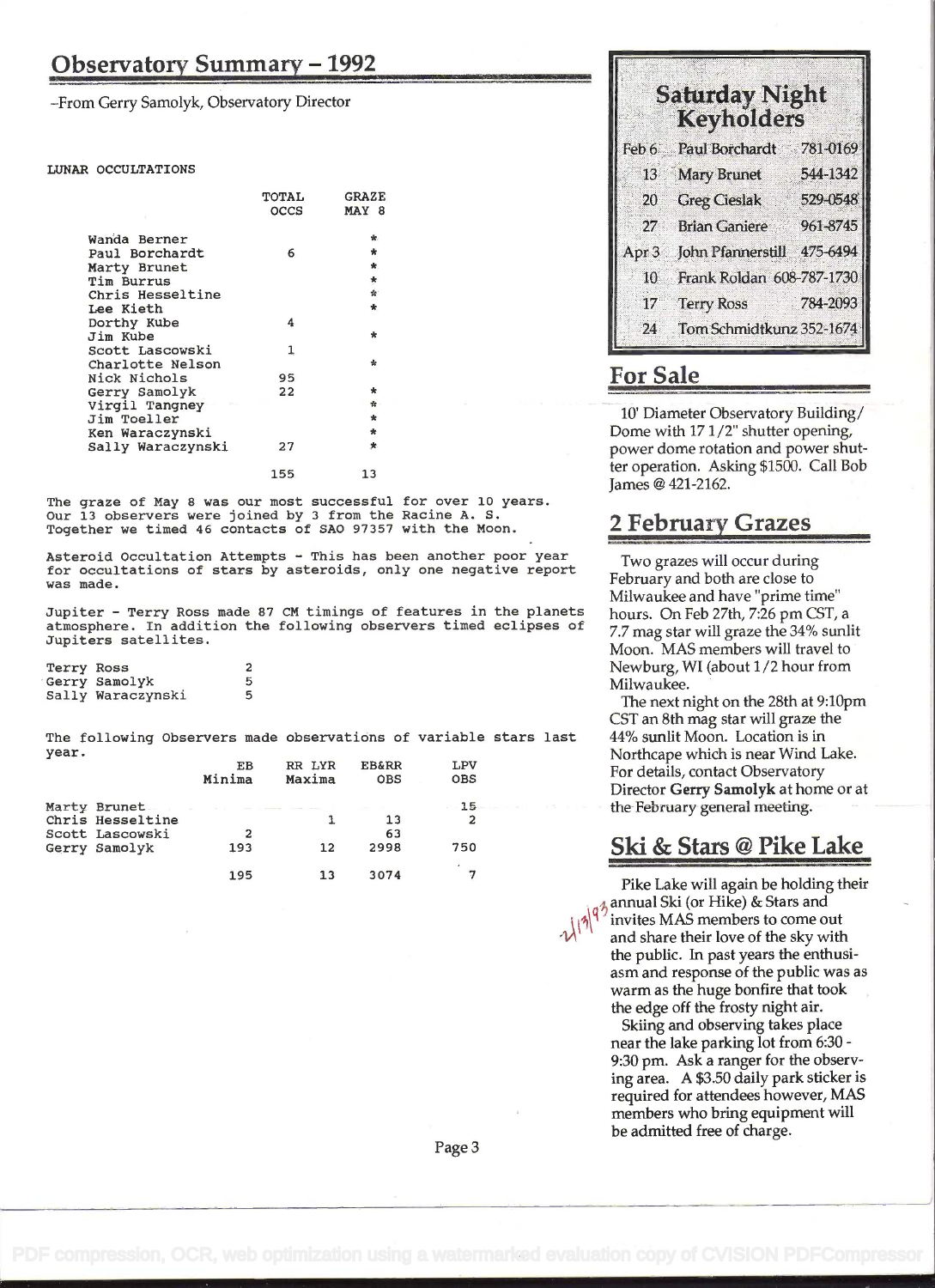## Observatory Summary – 1992

–From Gerry Samolyk, Observatory Director

LUNAR OCCULTATIONS

| | TOTAL OCCS | GRAZE MAY 8 |
|---|---|---|
| Wanda Berner | | * |
| Paul Borchardt | 6 | * |
| Marty Brunet | | * |
| Tim Burrus | | * |
| Chris Hesseltine | | * |
| Lee Kieth | | * |
| Dorthy Kube | 4 | |
| Jim Kube | | * |
| Scott Lascowski | 1 | |
| Charlotte Nelson | | * |
| Nick Nichols | 95 | |
| Gerry Samolyk | 22 | * |
| Virgil Tangney | | * |
| Jim Toeller | | * |
| Ken Waraczynski | | * |
| Sally Waraczynski | 27 | * |
| | 155 | 13 |

The graze of May 8 was our most successful for over 10 years. Our 13 observers were joined by 3 from the Racine A. S. Together we timed 46 contacts of SAO 97357 with the Moon.

Asteroid Occultation Attempts - This has been another poor year for occultations of stars by asteroids, only one negative report was made.

Jupiter - Terry Ross made 87 CM timings of features in the planets atmosphere. In addition the following observers timed eclipses of Jupiters satellites.

| | |
|---|---|
| Terry Ross | 2 |
| Gerry Samolyk | 5 |
| Sally Waraczynski | 5 |

The following Observers made observations of variable stars last year.

| | EB Minima | RR LYR Maxima | EB&RR OBS | LPV OBS |
|---|---|---|---|---|
| Marty Brunet | | | | 15 |
| Chris Hesseltine | | 1 | 13 | 2 |
| Scott Lascowski | 2 | | 63 | |
| Gerry Samolyk | 193 | 12 | 2998 | 750 |
| | 195 | 13 | 3074 | 7 |

## Saturday Night Keyholders

| | | |
|---|---|---|
| Feb 6 | Paul Borchardt | 781-0169 |
| 13 | Mary Brunet | 544-1342 |
| 20 | Greg Cieslak | 529-0548 |
| 27 | Brian Ganiere | 961-8745 |
| Apr 3 | John Pfannerstill | 475-6494 |
| 10 | Frank Roldan | 608-787-1730 |
| 17 | Terry Ross | 784-2093 |
| 24 | Tom Schmidtkunz | 352-1674 |

## For Sale

10' Diameter Observatory Building/ Dome with 17 1/2" shutter opening, power dome rotation and power shutter operation. Asking $1500. Call Bob James @ 421-2162.

## 2 February Grazes

Two grazes will occur during February and both are close to Milwaukee and have "prime time" hours. On Feb 27th, 7:26 pm CST, a 7.7 mag star will graze the 34% sunlit Moon. MAS members will travel to Newburg, WI (about 1/2 hour from Milwaukee.

The next night on the 28th at 9:10pm CST an 8th mag star will graze the 44% sunlit Moon. Location is in Northcape which is near Wind Lake. For details, contact Observatory Director **Gerry Samolyk** at home or at the February general meeting.

## Ski & Stars @ Pike Lake

Pike Lake will again be holding their annual Ski (or Hike) & Stars and invites MAS members to come out and share their love of the sky with the public. In past years the enthusiasm and response of the public was as warm as the huge bonfire that took the edge off the frosty night air.

2/13/93

Skiing and observing takes place near the lake parking lot from 6:30 - 9:30 pm. Ask a ranger for the observing area. A $3.50 daily park sticker is required for attendees however, MAS members who bring equipment will be admitted free of charge.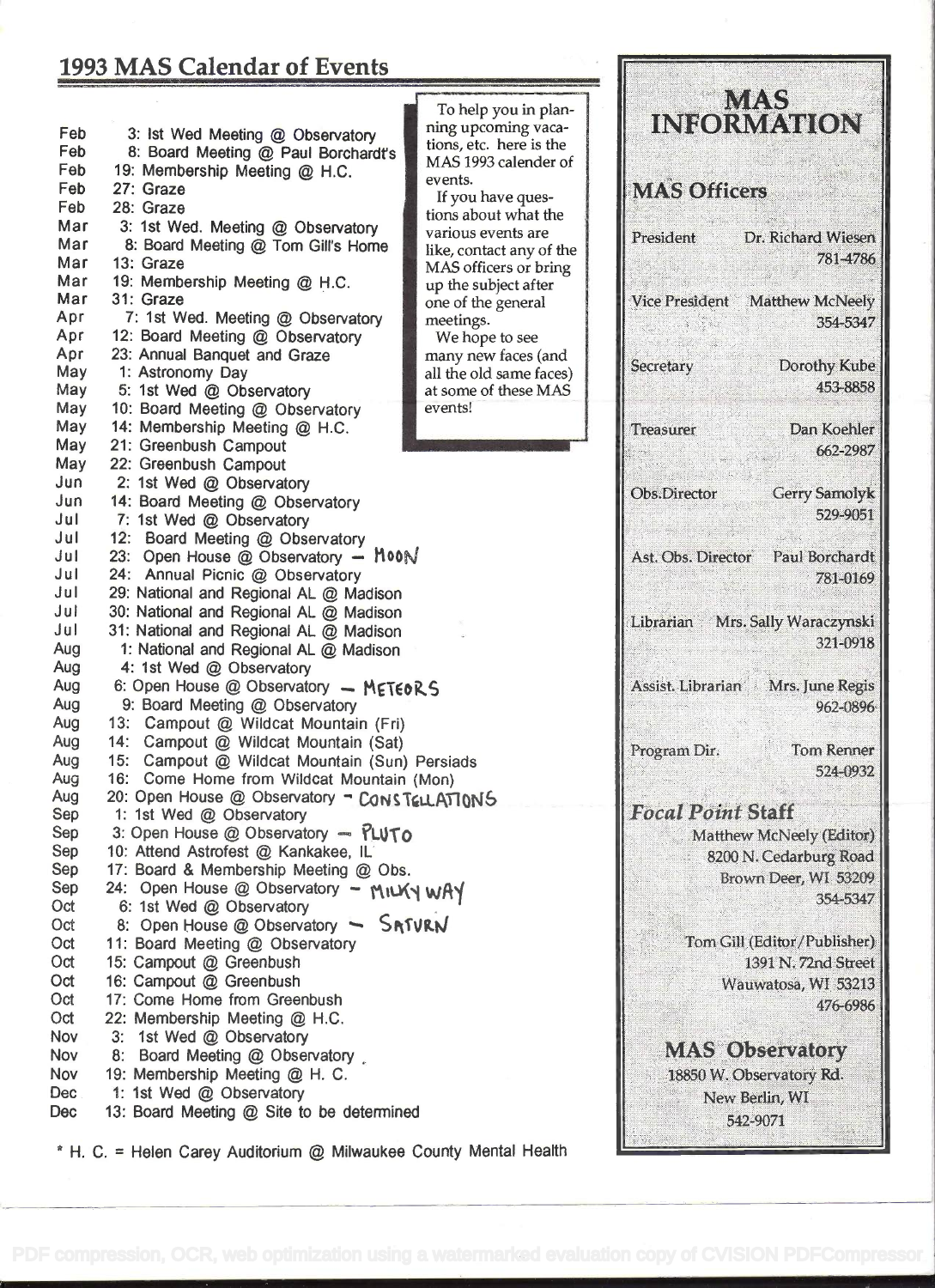## 1993 MAS Calendar of Events

| | |
|---|---|
| Feb | 3: Ist Wed Meeting @ Observatory |
| Feb | 8: Board Meeting @ Paul Borchardt's |
| Feb | 19: Membership Meeting @ H.C. |
| Feb | 27: Graze |
| Feb | 28: Graze |
| Mar | 3: 1st Wed. Meeting @ Observatory |
| Mar | 8: Board Meeting @ Tom Gill's Home |
| Mar | 13: Graze |
| Mar | 19: Membership Meeting @ H.C. |
| Mar | 31: Graze |
| Apr | 7: 1st Wed. Meeting @ Observatory |
| Apr | 12: Board Meeting @ Observatory |
| Apr | 23: Annual Banquet and Graze |
| May | 1: Astronomy Day |
| May | 5: 1st Wed @ Observatory |
| May | 10: Board Meeting @ Observatory |
| May | 14: Membership Meeting @ H.C. |
| May | 21: Greenbush Campout |
| May | 22: Greenbush Campout |
| Jun | 2: 1st Wed @ Observatory |
| Jun | 14: Board Meeting @ Observatory |
| Jul | 7: 1st Wed @ Observatory |
| Jul | 12: Board Meeting @ Observatory |
| Jul | 23: Open House @ Observatory – MOON |
| Jul | 24: Annual Picnic @ Observatory |
| Jul | 29: National and Regional AL @ Madison |
| Jul | 30: National and Regional AL @ Madison |
| Jul | 31: National and Regional AL @ Madison |
| Aug | 1: National and Regional AL @ Madison |
| Aug | 4: 1st Wed @ Observatory |
| Aug | 6: Open House @ Observatory – METEORS |
| Aug | 9: Board Meeting @ Observatory |
| Aug | 13: Campout @ Wildcat Mountain (Fri) |
| Aug | 14: Campout @ Wildcat Mountain (Sat) |
| Aug | 15: Campout @ Wildcat Mountain (Sun) Persiads |
| Aug | 16: Come Home from Wildcat Mountain (Mon) |
| Aug | 20: Open House @ Observatory – CONSTELLATIONS |
| Sep | 1: 1st Wed @ Observatory |
| Sep | 3: Open House @ Observatory – PLUTO |
| Sep | 10: Attend Astrofest @ Kankakee, IL |
| Sep | 17: Board & Membership Meeting @ Obs. |
| Sep | 24: Open House @ Observatory – MILKY WAY |
| Oct | 6: 1st Wed @ Observatory |
| Oct | 8: Open House @ Observatory – SATURN |
| Oct | 11: Board Meeting @ Observatory |
| Oct | 15: Campout @ Greenbush |
| Oct | 16: Campout @ Greenbush |
| Oct | 17: Come Home from Greenbush |
| Oct | 22: Membership Meeting @ H.C. |
| Nov | 3: 1st Wed @ Observatory |
| Nov | 8: Board Meeting @ Observatory |
| Nov | 19: Membership Meeting @ H. C. |
| Dec | 1: 1st Wed @ Observatory |
| Dec | 13: Board Meeting @ Site to be determined |

* H. C. = Helen Carey Auditorium @ Milwaukee County Mental Health

To help you in planning upcoming vacations, etc. here is the MAS 1993 calender of events.

If you have questions about what the various events are like, contact any of the MAS officers or bring up the subject after one of the general meetings.

We hope to see many new faces (and all the old same faces) at some of these MAS events!

# MAS INFORMATION

## MAS Officers

| | | |
|---|---|---|
| President | Dr. Richard Wiesen | 781-4786 |
| Vice President | Matthew McNeely | 354-5347 |
| Secretary | Dorothy Kube | 453-8858 |
| Treasurer | Dan Koehler | 662-2987 |
| Obs.Director | Gerry Samolyk | 529-9051 |
| Ast. Obs. Director | Paul Borchardt | 781-0169 |
| Librarian | Mrs. Sally Waraczynski | 321-0918 |
| Assist. Librarian | Mrs. June Regis | 962-0896 |
| Program Dir. | Tom Renner | 524-0932 |

## *Focal Point* Staff

Matthew McNeely (Editor)
8200 N. Cedarburg Road
Brown Deer, WI 53209
354-5347

Tom Gill (Editor/Publisher)
1391 N. 72nd Street
Wauwatosa, WI 53213
476-6986

## MAS Observatory

18850 W. Observatory Rd.
New Berlin, WI
542-9071